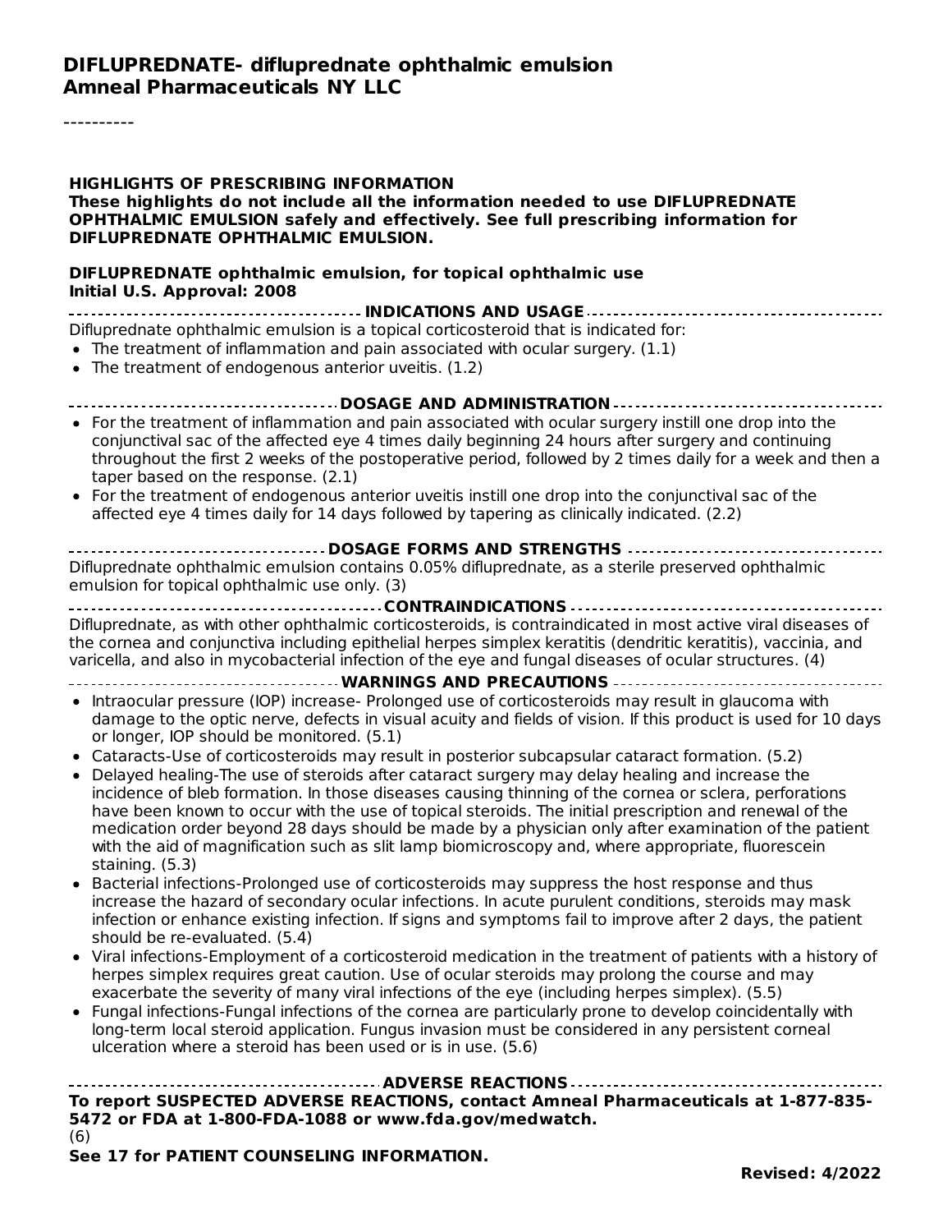# DIFLUPREDNATE- difluprednate ophthalmic emulsion
## Amneal Pharmaceuticals NY LLC

----------

**HIGHLIGHTS OF PRESCRIBING INFORMATION**
**These highlights do not include all the information needed to use DIFLUPREDNATE OPHTHALMIC EMULSION safely and effectively. See full prescribing information for DIFLUPREDNATE OPHTHALMIC EMULSION.**

**DIFLUPREDNATE ophthalmic emulsion, for topical ophthalmic use**
**Initial U.S. Approval: 2008**

**INDICATIONS AND USAGE**

Difluprednate ophthalmic emulsion is a topical corticosteroid that is indicated for:

- The treatment of inflammation and pain associated with ocular surgery. (1.1)
- The treatment of endogenous anterior uveitis. (1.2)

**DOSAGE AND ADMINISTRATION**

- For the treatment of inflammation and pain associated with ocular surgery instill one drop into the conjunctival sac of the affected eye 4 times daily beginning 24 hours after surgery and continuing throughout the first 2 weeks of the postoperative period, followed by 2 times daily for a week and then a taper based on the response. (2.1)
- For the treatment of endogenous anterior uveitis instill one drop into the conjunctival sac of the affected eye 4 times daily for 14 days followed by tapering as clinically indicated. (2.2)

**DOSAGE FORMS AND STRENGTHS**

Difluprednate ophthalmic emulsion contains 0.05% difluprednate, as a sterile preserved ophthalmic emulsion for topical ophthalmic use only. (3)

**CONTRAINDICATIONS**

Difluprednate, as with other ophthalmic corticosteroids, is contraindicated in most active viral diseases of the cornea and conjunctiva including epithelial herpes simplex keratitis (dendritic keratitis), vaccinia, and varicella, and also in mycobacterial infection of the eye and fungal diseases of ocular structures. (4)

**WARNINGS AND PRECAUTIONS**

- Intraocular pressure (IOP) increase- Prolonged use of corticosteroids may result in glaucoma with damage to the optic nerve, defects in visual acuity and fields of vision. If this product is used for 10 days or longer, IOP should be monitored. (5.1)
- Cataracts-Use of corticosteroids may result in posterior subcapsular cataract formation. (5.2)
- Delayed healing-The use of steroids after cataract surgery may delay healing and increase the incidence of bleb formation. In those diseases causing thinning of the cornea or sclera, perforations have been known to occur with the use of topical steroids. The initial prescription and renewal of the medication order beyond 28 days should be made by a physician only after examination of the patient with the aid of magnification such as slit lamp biomicroscopy and, where appropriate, fluorescein staining. (5.3)
- Bacterial infections-Prolonged use of corticosteroids may suppress the host response and thus increase the hazard of secondary ocular infections. In acute purulent conditions, steroids may mask infection or enhance existing infection. If signs and symptoms fail to improve after 2 days, the patient should be re-evaluated. (5.4)
- Viral infections-Employment of a corticosteroid medication in the treatment of patients with a history of herpes simplex requires great caution. Use of ocular steroids may prolong the course and may exacerbate the severity of many viral infections of the eye (including herpes simplex). (5.5)
- Fungal infections-Fungal infections of the cornea are particularly prone to develop coincidentally with long-term local steroid application. Fungus invasion must be considered in any persistent corneal ulceration where a steroid has been used or is in use. (5.6)

**ADVERSE REACTIONS**

**To report SUSPECTED ADVERSE REACTIONS, contact Amneal Pharmaceuticals at 1-877-835-5472 or FDA at 1-800-FDA-1088 or www.fda.gov/medwatch.**
(6)

**See 17 for PATIENT COUNSELING INFORMATION.**

**Revised: 4/2022**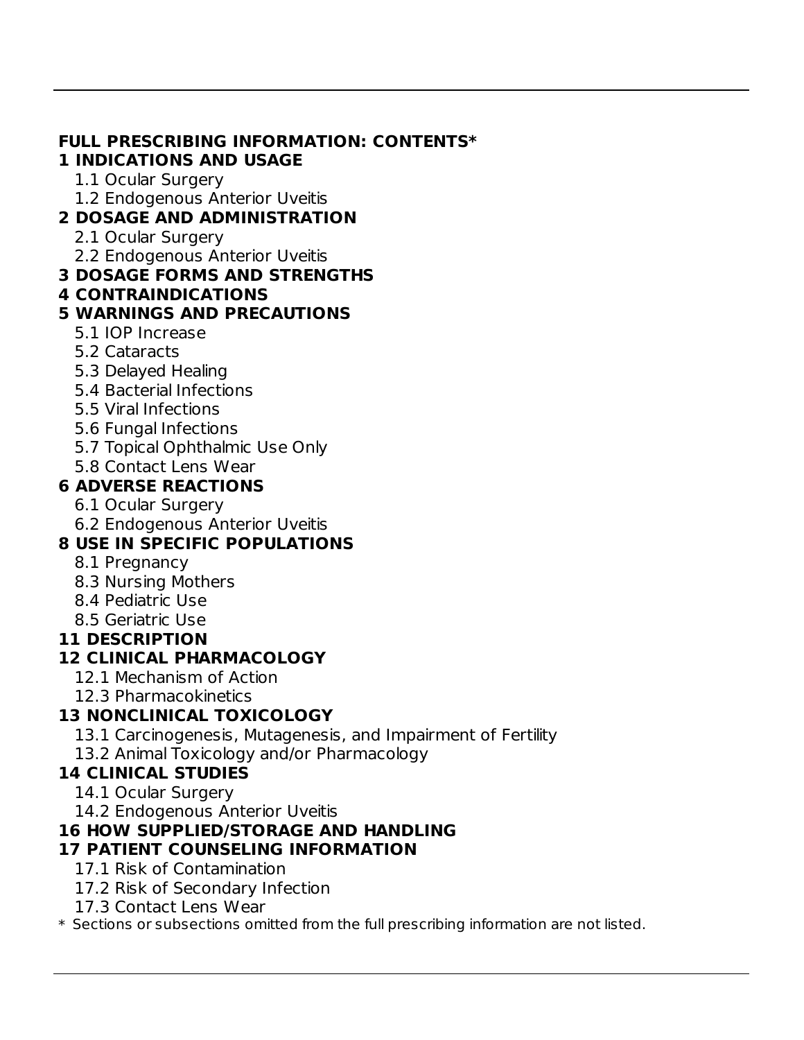**FULL PRESCRIBING INFORMATION: CONTENTS***

**1 INDICATIONS AND USAGE**

- 1.1 Ocular Surgery
- 1.2 Endogenous Anterior Uveitis

**2 DOSAGE AND ADMINISTRATION**

- 2.1 Ocular Surgery
- 2.2 Endogenous Anterior Uveitis

**3 DOSAGE FORMS AND STRENGTHS**

**4 CONTRAINDICATIONS**

**5 WARNINGS AND PRECAUTIONS**

- 5.1 IOP Increase
- 5.2 Cataracts
- 5.3 Delayed Healing
- 5.4 Bacterial Infections
- 5.5 Viral Infections
- 5.6 Fungal Infections
- 5.7 Topical Ophthalmic Use Only
- 5.8 Contact Lens Wear

**6 ADVERSE REACTIONS**

- 6.1 Ocular Surgery
- 6.2 Endogenous Anterior Uveitis

**8 USE IN SPECIFIC POPULATIONS**

- 8.1 Pregnancy
- 8.3 Nursing Mothers
- 8.4 Pediatric Use
- 8.5 Geriatric Use

**11 DESCRIPTION**

**12 CLINICAL PHARMACOLOGY**

- 12.1 Mechanism of Action
- 12.3 Pharmacokinetics

**13 NONCLINICAL TOXICOLOGY**

- 13.1 Carcinogenesis, Mutagenesis, and Impairment of Fertility
- 13.2 Animal Toxicology and/or Pharmacology

**14 CLINICAL STUDIES**

- 14.1 Ocular Surgery
- 14.2 Endogenous Anterior Uveitis

**16 HOW SUPPLIED/STORAGE AND HANDLING**

**17 PATIENT COUNSELING INFORMATION**

- 17.1 Risk of Contamination
- 17.2 Risk of Secondary Infection
- 17.3 Contact Lens Wear

* Sections or subsections omitted from the full prescribing information are not listed.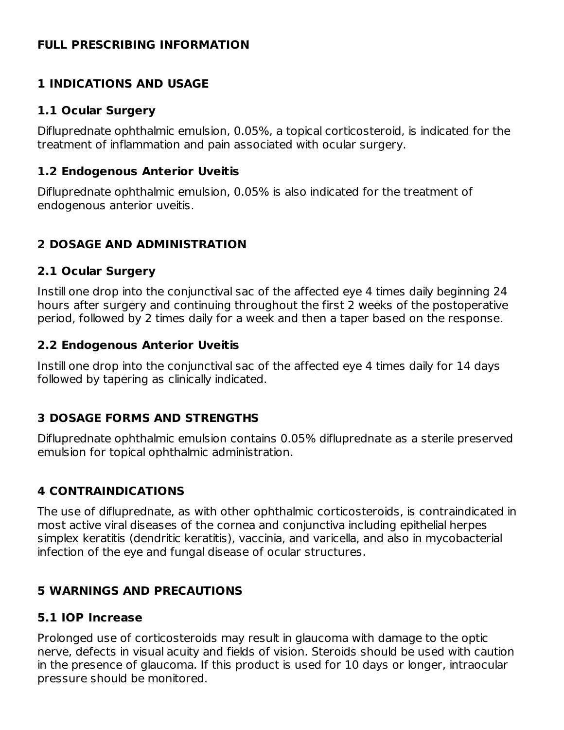# FULL PRESCRIBING INFORMATION

## 1 INDICATIONS AND USAGE

### 1.1 Ocular Surgery

Difluprednate ophthalmic emulsion, 0.05%, a topical corticosteroid, is indicated for the treatment of inflammation and pain associated with ocular surgery.

### 1.2 Endogenous Anterior Uveitis

Difluprednate ophthalmic emulsion, 0.05% is also indicated for the treatment of endogenous anterior uveitis.

## 2 DOSAGE AND ADMINISTRATION

### 2.1 Ocular Surgery

Instill one drop into the conjunctival sac of the affected eye 4 times daily beginning 24 hours after surgery and continuing throughout the first 2 weeks of the postoperative period, followed by 2 times daily for a week and then a taper based on the response.

### 2.2 Endogenous Anterior Uveitis

Instill one drop into the conjunctival sac of the affected eye 4 times daily for 14 days followed by tapering as clinically indicated.

## 3 DOSAGE FORMS AND STRENGTHS

Difluprednate ophthalmic emulsion contains 0.05% difluprednate as a sterile preserved emulsion for topical ophthalmic administration.

## 4 CONTRAINDICATIONS

The use of difluprednate, as with other ophthalmic corticosteroids, is contraindicated in most active viral diseases of the cornea and conjunctiva including epithelial herpes simplex keratitis (dendritic keratitis), vaccinia, and varicella, and also in mycobacterial infection of the eye and fungal disease of ocular structures.

## 5 WARNINGS AND PRECAUTIONS

### 5.1 IOP Increase

Prolonged use of corticosteroids may result in glaucoma with damage to the optic nerve, defects in visual acuity and fields of vision. Steroids should be used with caution in the presence of glaucoma. If this product is used for 10 days or longer, intraocular pressure should be monitored.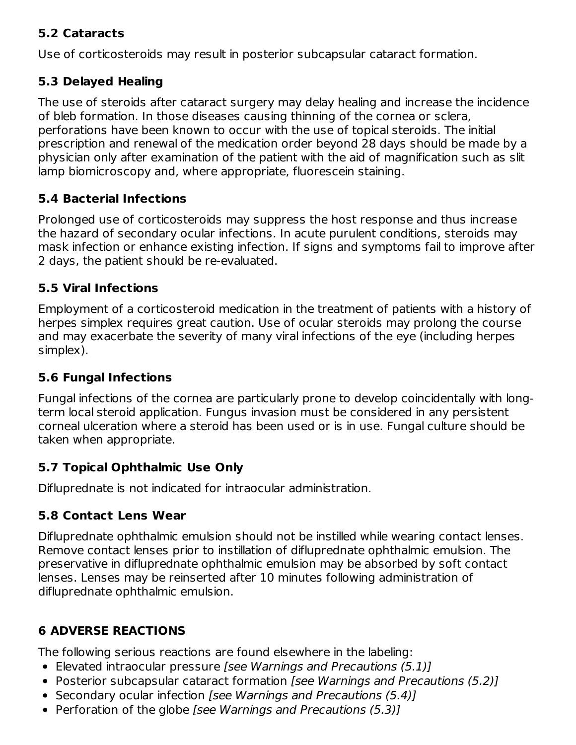### 5.2 Cataracts

Use of corticosteroids may result in posterior subcapsular cataract formation.

### 5.3 Delayed Healing

The use of steroids after cataract surgery may delay healing and increase the incidence of bleb formation. In those diseases causing thinning of the cornea or sclera, perforations have been known to occur with the use of topical steroids. The initial prescription and renewal of the medication order beyond 28 days should be made by a physician only after examination of the patient with the aid of magnification such as slit lamp biomicroscopy and, where appropriate, fluorescein staining.

### 5.4 Bacterial Infections

Prolonged use of corticosteroids may suppress the host response and thus increase the hazard of secondary ocular infections. In acute purulent conditions, steroids may mask infection or enhance existing infection. If signs and symptoms fail to improve after 2 days, the patient should be re-evaluated.

### 5.5 Viral Infections

Employment of a corticosteroid medication in the treatment of patients with a history of herpes simplex requires great caution. Use of ocular steroids may prolong the course and may exacerbate the severity of many viral infections of the eye (including herpes simplex).

### 5.6 Fungal Infections

Fungal infections of the cornea are particularly prone to develop coincidentally with long-term local steroid application. Fungus invasion must be considered in any persistent corneal ulceration where a steroid has been used or is in use. Fungal culture should be taken when appropriate.

### 5.7 Topical Ophthalmic Use Only

Difluprednate is not indicated for intraocular administration.

### 5.8 Contact Lens Wear

Difluprednate ophthalmic emulsion should not be instilled while wearing contact lenses. Remove contact lenses prior to instillation of difluprednate ophthalmic emulsion. The preservative in difluprednate ophthalmic emulsion may be absorbed by soft contact lenses. Lenses may be reinserted after 10 minutes following administration of difluprednate ophthalmic emulsion.

## 6 ADVERSE REACTIONS

The following serious reactions are found elsewhere in the labeling:

- Elevated intraocular pressure *[see Warnings and Precautions (5.1)]*
- Posterior subcapsular cataract formation *[see Warnings and Precautions (5.2)]*
- Secondary ocular infection *[see Warnings and Precautions (5.4)]*
- Perforation of the globe *[see Warnings and Precautions (5.3)]*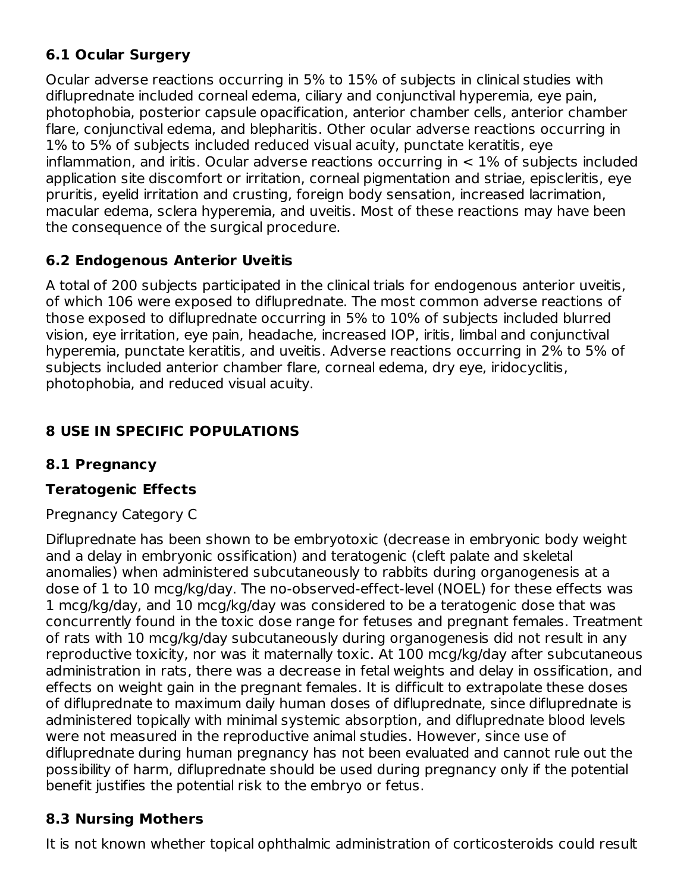### 6.1 Ocular Surgery

Ocular adverse reactions occurring in 5% to 15% of subjects in clinical studies with difluprednate included corneal edema, ciliary and conjunctival hyperemia, eye pain, photophobia, posterior capsule opacification, anterior chamber cells, anterior chamber flare, conjunctival edema, and blepharitis. Other ocular adverse reactions occurring in 1% to 5% of subjects included reduced visual acuity, punctate keratitis, eye inflammation, and iritis. Ocular adverse reactions occurring in < 1% of subjects included application site discomfort or irritation, corneal pigmentation and striae, episcleritis, eye pruritis, eyelid irritation and crusting, foreign body sensation, increased lacrimation, macular edema, sclera hyperemia, and uveitis. Most of these reactions may have been the consequence of the surgical procedure.

### 6.2 Endogenous Anterior Uveitis

A total of 200 subjects participated in the clinical trials for endogenous anterior uveitis, of which 106 were exposed to difluprednate. The most common adverse reactions of those exposed to difluprednate occurring in 5% to 10% of subjects included blurred vision, eye irritation, eye pain, headache, increased IOP, iritis, limbal and conjunctival hyperemia, punctate keratitis, and uveitis. Adverse reactions occurring in 2% to 5% of subjects included anterior chamber flare, corneal edema, dry eye, iridocyclitis, photophobia, and reduced visual acuity.

## 8 USE IN SPECIFIC POPULATIONS

### 8.1 Pregnancy

### Teratogenic Effects

Pregnancy Category C

Difluprednate has been shown to be embryotoxic (decrease in embryonic body weight and a delay in embryonic ossification) and teratogenic (cleft palate and skeletal anomalies) when administered subcutaneously to rabbits during organogenesis at a dose of 1 to 10 mcg/kg/day. The no-observed-effect-level (NOEL) for these effects was 1 mcg/kg/day, and 10 mcg/kg/day was considered to be a teratogenic dose that was concurrently found in the toxic dose range for fetuses and pregnant females. Treatment of rats with 10 mcg/kg/day subcutaneously during organogenesis did not result in any reproductive toxicity, nor was it maternally toxic. At 100 mcg/kg/day after subcutaneous administration in rats, there was a decrease in fetal weights and delay in ossification, and effects on weight gain in the pregnant females. It is difficult to extrapolate these doses of difluprednate to maximum daily human doses of difluprednate, since difluprednate is administered topically with minimal systemic absorption, and difluprednate blood levels were not measured in the reproductive animal studies. However, since use of difluprednate during human pregnancy has not been evaluated and cannot rule out the possibility of harm, difluprednate should be used during pregnancy only if the potential benefit justifies the potential risk to the embryo or fetus.

### 8.3 Nursing Mothers

It is not known whether topical ophthalmic administration of corticosteroids could result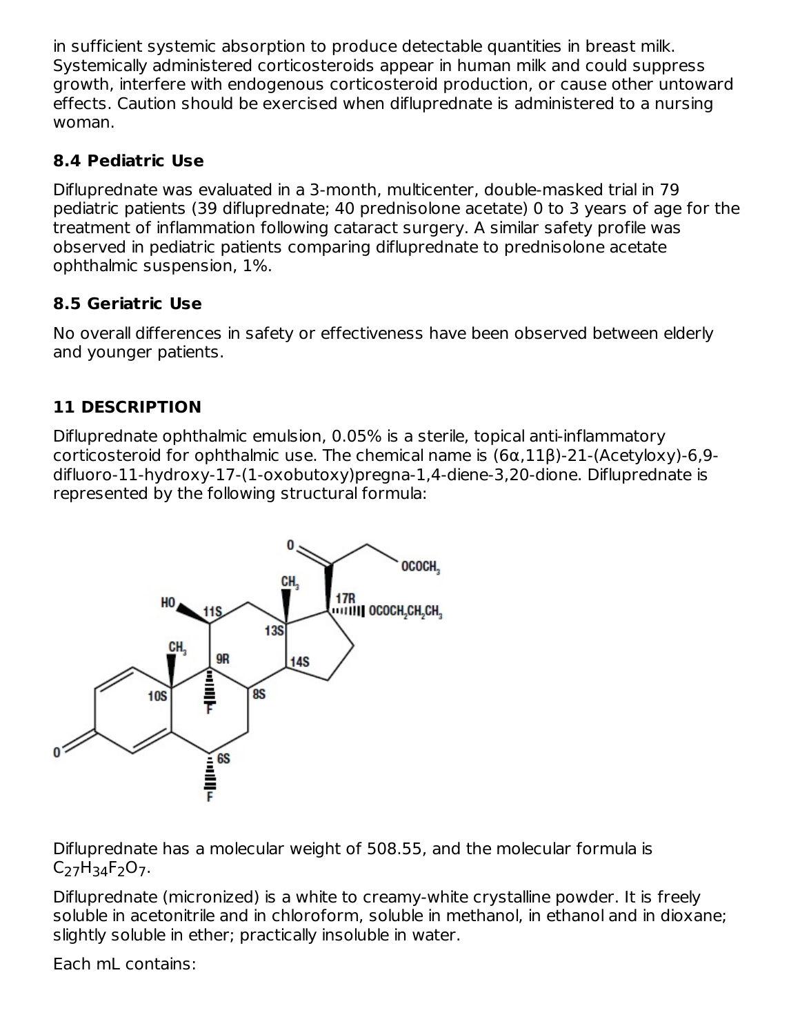in sufficient systemic absorption to produce detectable quantities in breast milk. Systemically administered corticosteroids appear in human milk and could suppress growth, interfere with endogenous corticosteroid production, or cause other untoward effects. Caution should be exercised when difluprednate is administered to a nursing woman.

### 8.4 Pediatric Use

Difluprednate was evaluated in a 3-month, multicenter, double-masked trial in 79 pediatric patients (39 difluprednate; 40 prednisolone acetate) 0 to 3 years of age for the treatment of inflammation following cataract surgery. A similar safety profile was observed in pediatric patients comparing difluprednate to prednisolone acetate ophthalmic suspension, 1%.

### 8.5 Geriatric Use

No overall differences in safety or effectiveness have been observed between elderly and younger patients.

## 11 DESCRIPTION

Difluprednate ophthalmic emulsion, 0.05% is a sterile, topical anti-inflammatory corticosteroid for ophthalmic use. The chemical name is (6α,11β)-21-(Acetyloxy)-6,9-difluoro-11-hydroxy-17-(1-oxobutoxy)pregna-1,4-diene-3,20-dione. Difluprednate is represented by the following structural formula:

Difluprednate has a molecular weight of 508.55, and the molecular formula is $C_{27}H_{34}F_2O_7$.

Difluprednate (micronized) is a white to creamy-white crystalline powder. It is freely soluble in acetonitrile and in chloroform, soluble in methanol, in ethanol and in dioxane; slightly soluble in ether; practically insoluble in water.

Each mL contains: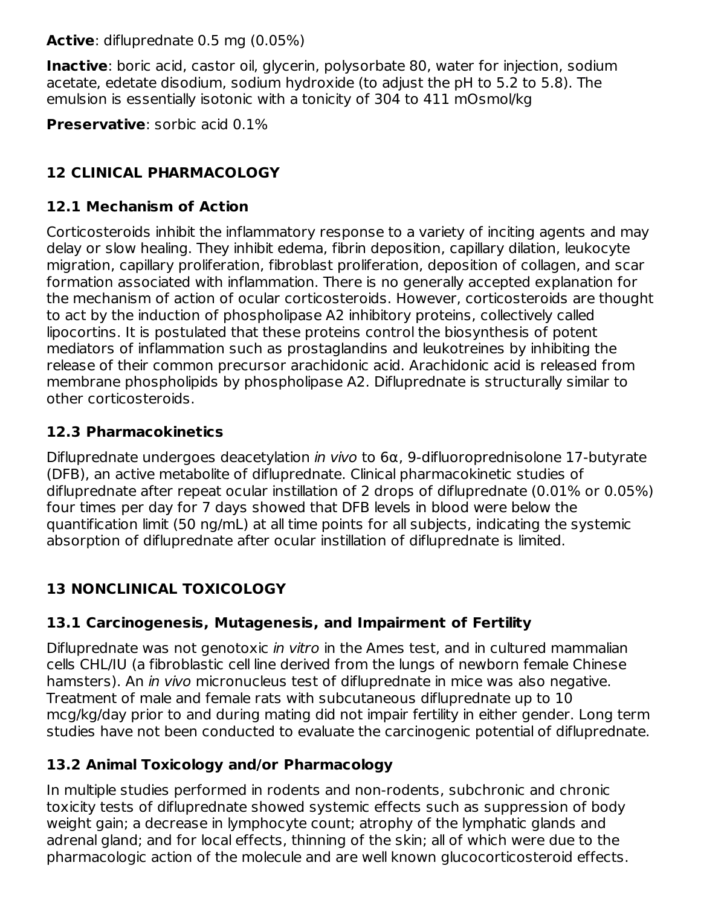**Active**: difluprednate 0.5 mg (0.05%)

**Inactive**: boric acid, castor oil, glycerin, polysorbate 80, water for injection, sodium acetate, edetate disodium, sodium hydroxide (to adjust the pH to 5.2 to 5.8). The emulsion is essentially isotonic with a tonicity of 304 to 411 mOsmol/kg

**Preservative**: sorbic acid 0.1%

## 12 CLINICAL PHARMACOLOGY

### 12.1 Mechanism of Action

Corticosteroids inhibit the inflammatory response to a variety of inciting agents and may delay or slow healing. They inhibit edema, fibrin deposition, capillary dilation, leukocyte migration, capillary proliferation, fibroblast proliferation, deposition of collagen, and scar formation associated with inflammation. There is no generally accepted explanation for the mechanism of action of ocular corticosteroids. However, corticosteroids are thought to act by the induction of phospholipase A2 inhibitory proteins, collectively called lipocortins. It is postulated that these proteins control the biosynthesis of potent mediators of inflammation such as prostaglandins and leukotreines by inhibiting the release of their common precursor arachidonic acid. Arachidonic acid is released from membrane phospholipids by phospholipase A2. Difluprednate is structurally similar to other corticosteroids.

### 12.3 Pharmacokinetics

Difluprednate undergoes deacetylation *in vivo* to 6α, 9-difluoroprednisolone 17-butyrate (DFB), an active metabolite of difluprednate. Clinical pharmacokinetic studies of difluprednate after repeat ocular instillation of 2 drops of difluprednate (0.01% or 0.05%) four times per day for 7 days showed that DFB levels in blood were below the quantification limit (50 ng/mL) at all time points for all subjects, indicating the systemic absorption of difluprednate after ocular instillation of difluprednate is limited.

## 13 NONCLINICAL TOXICOLOGY

### 13.1 Carcinogenesis, Mutagenesis, and Impairment of Fertility

Difluprednate was not genotoxic *in vitro* in the Ames test, and in cultured mammalian cells CHL/IU (a fibroblastic cell line derived from the lungs of newborn female Chinese hamsters). An *in vivo* micronucleus test of difluprednate in mice was also negative. Treatment of male and female rats with subcutaneous difluprednate up to 10 mcg/kg/day prior to and during mating did not impair fertility in either gender. Long term studies have not been conducted to evaluate the carcinogenic potential of difluprednate.

### 13.2 Animal Toxicology and/or Pharmacology

In multiple studies performed in rodents and non-rodents, subchronic and chronic toxicity tests of difluprednate showed systemic effects such as suppression of body weight gain; a decrease in lymphocyte count; atrophy of the lymphatic glands and adrenal gland; and for local effects, thinning of the skin; all of which were due to the pharmacologic action of the molecule and are well known glucocorticosteroid effects.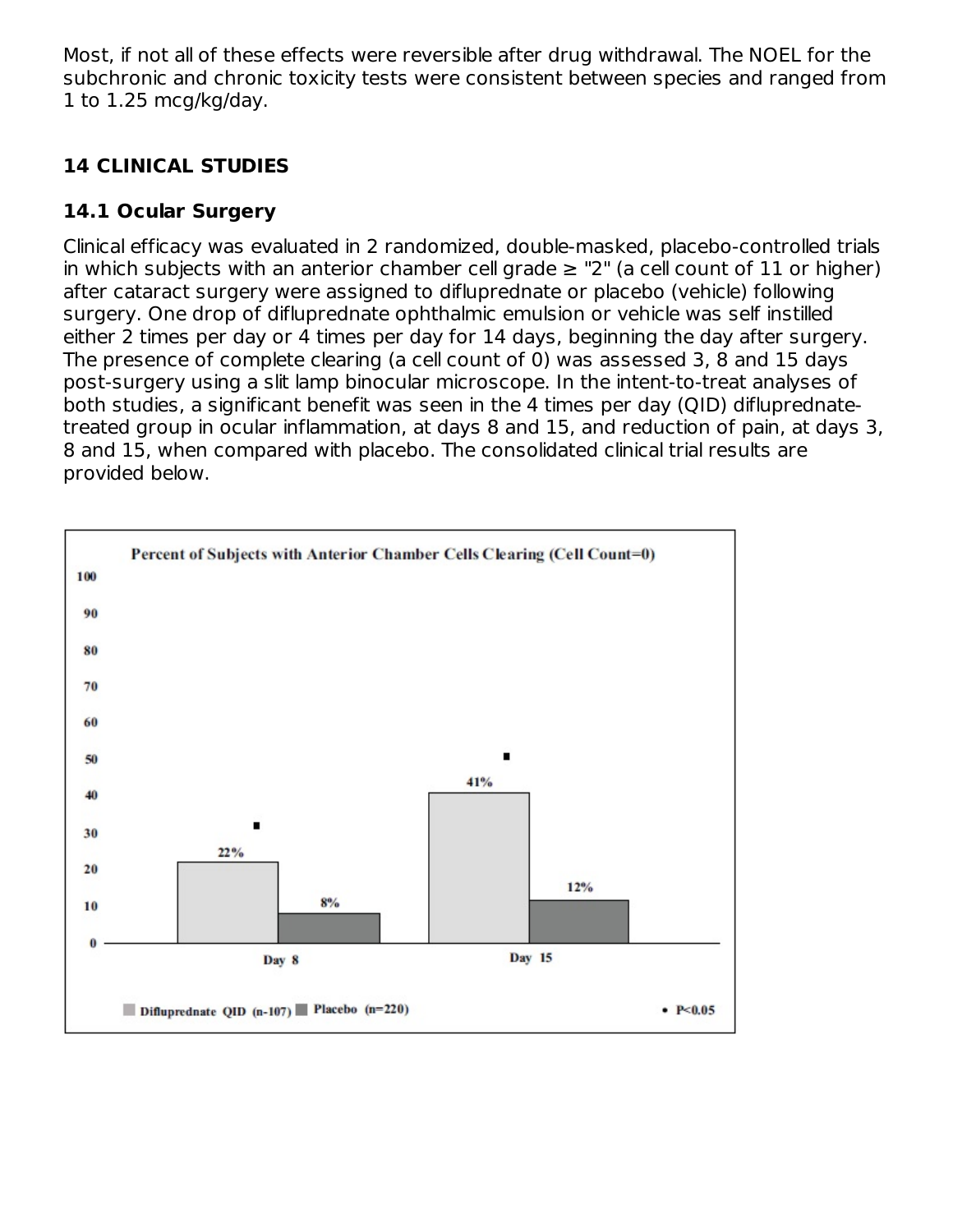Most, if not all of these effects were reversible after drug withdrawal. The NOEL for the subchronic and chronic toxicity tests were consistent between species and ranged from 1 to 1.25 mcg/kg/day.

## 14 CLINICAL STUDIES

### 14.1 Ocular Surgery

Clinical efficacy was evaluated in 2 randomized, double-masked, placebo-controlled trials in which subjects with an anterior chamber cell grade ≥ "2" (a cell count of 11 or higher) after cataract surgery were assigned to difluprednate or placebo (vehicle) following surgery. One drop of difluprednate ophthalmic emulsion or vehicle was self instilled either 2 times per day or 4 times per day for 14 days, beginning the day after surgery. The presence of complete clearing (a cell count of 0) was assessed 3, 8 and 15 days post-surgery using a slit lamp binocular microscope. In the intent-to-treat analyses of both studies, a significant benefit was seen in the 4 times per day (QID) difluprednate-treated group in ocular inflammation, at days 8 and 15, and reduction of pain, at days 3, 8 and 15, when compared with placebo. The consolidated clinical trial results are provided below.

**Percent of Subjects with Anterior Chamber Cells Clearing (Cell Count=0)**

| | Difluprednate QID (n-107) | Placebo (n=220) |
|---|---|---|
| Day 8 | 22% ▪ | 8% |
| Day 15 | 41% ▪ | 12% |

▪ $P<0.05$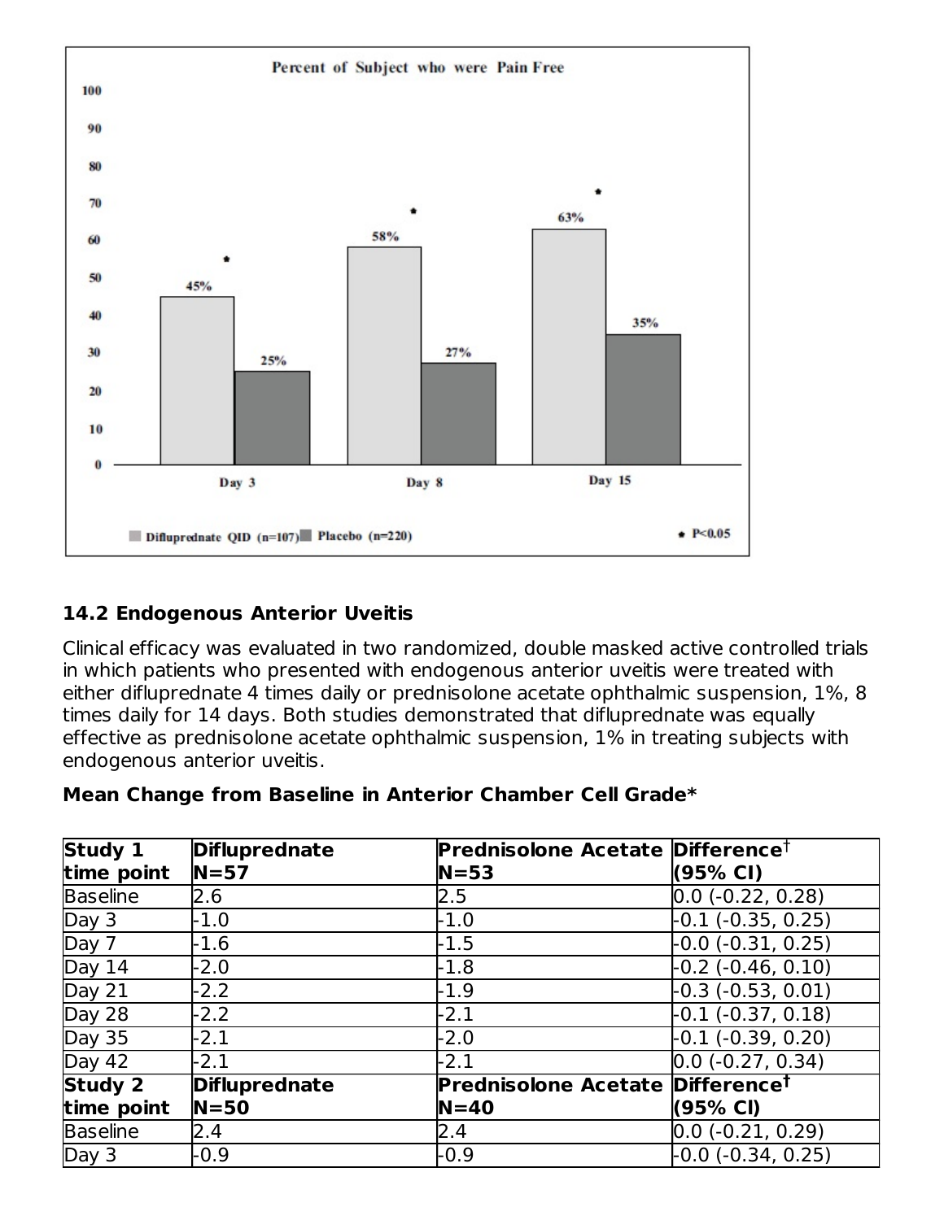**Percent of Subject who were Pain Free**

| | Day 3 | Day 8 | Day 15 |
|---|---|---|---|
| Difluprednate QID (n=107) | 45%* | 58%* | 63%* |
| Placebo (n=220) | 25% | 27% | 35% |

* $P<0.05$

### 14.2 Endogenous Anterior Uveitis

Clinical efficacy was evaluated in two randomized, double masked active controlled trials in which patients who presented with endogenous anterior uveitis were treated with either difluprednate 4 times daily or prednisolone acetate ophthalmic suspension, 1%, 8 times daily for 14 days. Both studies demonstrated that difluprednate was equally effective as prednisolone acetate ophthalmic suspension, 1% in treating subjects with endogenous anterior uveitis.

**Mean Change from Baseline in Anterior Chamber Cell Grade***

| **Study 1 time point** | **Difluprednate N=57** | **Prednisolone Acetate N=53** | **Difference[†] (95% CI)** |
|---|---|---|---|
| Baseline | 2.6 | 2.5 | 0.0 (-0.22, 0.28) |
| Day 3 | -1.0 | -1.0 | -0.1 (-0.35, 0.25) |
| Day 7 | -1.6 | -1.5 | -0.0 (-0.31, 0.25) |
| Day 14 | -2.0 | -1.8 | -0.2 (-0.46, 0.10) |
| Day 21 | -2.2 | -1.9 | -0.3 (-0.53, 0.01) |
| Day 28 | -2.2 | -2.1 | -0.1 (-0.37, 0.18) |
| Day 35 | -2.1 | -2.0 | -0.1 (-0.39, 0.20) |
| Day 42 | -2.1 | -2.1 | 0.0 (-0.27, 0.34) |
| **Study 2 time point** | **Difluprednate N=50** | **Prednisolone Acetate N=40** | **Difference[†] (95% CI)** |
| Baseline | 2.4 | 2.4 | 0.0 (-0.21, 0.29) |
| Day 3 | -0.9 | -0.9 | -0.0 (-0.34, 0.25) |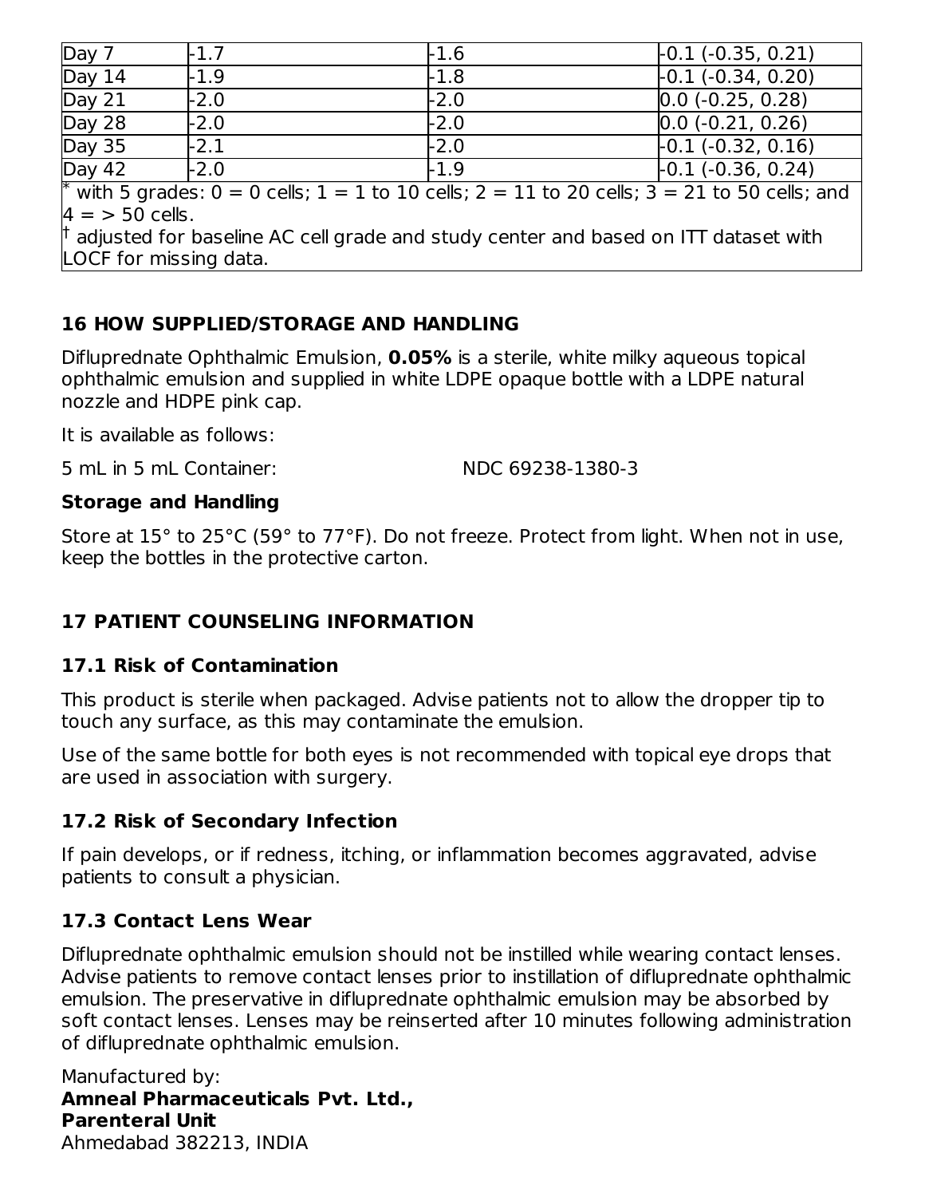| | | | |
|---|---|---|---|
| Day 7 | -1.7 | -1.6 | -0.1 (-0.35, 0.21) |
| Day 14 | -1.9 | -1.8 | -0.1 (-0.34, 0.20) |
| Day 21 | -2.0 | -2.0 | 0.0 (-0.25, 0.28) |
| Day 28 | -2.0 | -2.0 | 0.0 (-0.21, 0.26) |
| Day 35 | -2.1 | -2.0 | -0.1 (-0.32, 0.16) |
| Day 42 | -2.0 | -1.9 | -0.1 (-0.36, 0.24) |

* with 5 grades: 0 = 0 cells; 1 = 1 to 10 cells; 2 = 11 to 20 cells; 3 = 21 to 50 cells; and 4 = > 50 cells.

† adjusted for baseline AC cell grade and study center and based on ITT dataset with LOCF for missing data.

## 16 HOW SUPPLIED/STORAGE AND HANDLING

Difluprednate Ophthalmic Emulsion, **0.05%** is a sterile, white milky aqueous topical ophthalmic emulsion and supplied in white LDPE opaque bottle with a LDPE natural nozzle and HDPE pink cap.

It is available as follows:

5 mL in 5 mL Container: NDC 69238-1380-3

**Storage and Handling**

Store at 15° to 25°C (59° to 77°F). Do not freeze. Protect from light. When not in use, keep the bottles in the protective carton.

## 17 PATIENT COUNSELING INFORMATION

### 17.1 Risk of Contamination

This product is sterile when packaged. Advise patients not to allow the dropper tip to touch any surface, as this may contaminate the emulsion.

Use of the same bottle for both eyes is not recommended with topical eye drops that are used in association with surgery.

### 17.2 Risk of Secondary Infection

If pain develops, or if redness, itching, or inflammation becomes aggravated, advise patients to consult a physician.

### 17.3 Contact Lens Wear

Difluprednate ophthalmic emulsion should not be instilled while wearing contact lenses. Advise patients to remove contact lenses prior to instillation of difluprednate ophthalmic emulsion. The preservative in difluprednate ophthalmic emulsion may be absorbed by soft contact lenses. Lenses may be reinserted after 10 minutes following administration of difluprednate ophthalmic emulsion.

Manufactured by:
**Amneal Pharmaceuticals Pvt. Ltd.,**
**Parenteral Unit**
Ahmedabad 382213, INDIA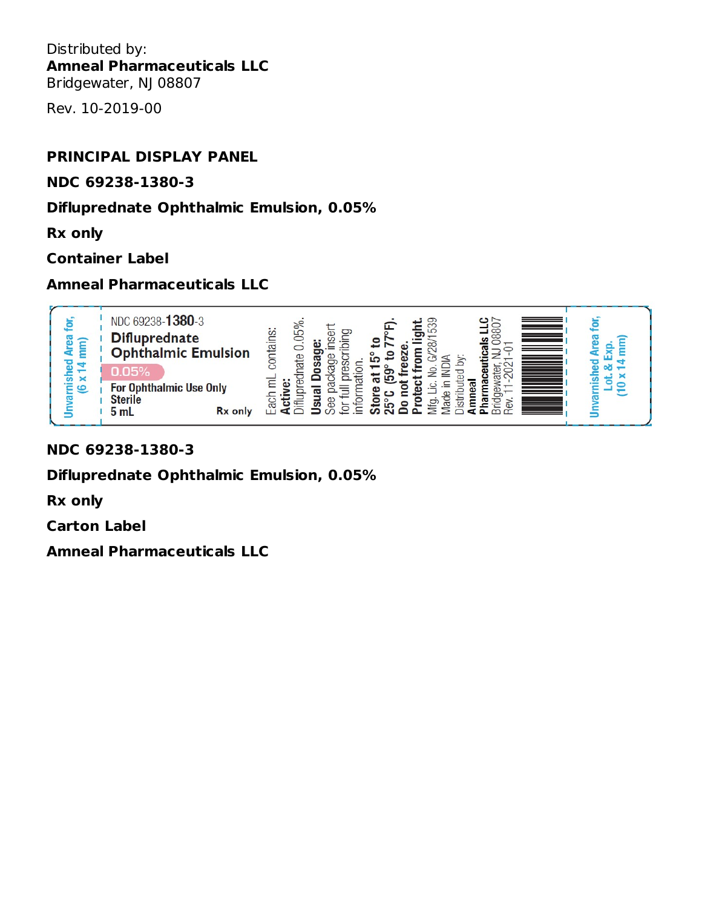Distributed by:
**Amneal Pharmaceuticals LLC**
Bridgewater, NJ 08807

Rev. 10-2019-00

**PRINCIPAL DISPLAY PANEL**

**NDC 69238-1380-3**

**Difluprednate Ophthalmic Emulsion, 0.05%**

**Rx only**

**Container Label**

**Amneal Pharmaceuticals LLC**

Unvarnished Area for, (6 x 14 mm)

NDC 69238-**1380**-3
**Difluprednate Ophthalmic Emulsion**
0.05%
For Ophthalmic Use Only
Sterile
5 mL
Rx only

Each mL contains:
**Active:**
Difluprednate 0.05%.
**Usual Dosage:**
See package insert for full prescribing information.
**Store at 15° to 25°C (59° to 77°F).**
**Do not freeze.**
**Protect from light.**
Mfg. Lic. No. G/28/1539
Made in INDIA
Distributed by:
**Amneal Pharmaceuticals LLC**
Bridgewater, NJ 08807
Rev. 11-2021-01

Unvarnished Area for, Lot. & Exp. (10 x 14 mm)

**NDC 69238-1380-3**

**Difluprednate Ophthalmic Emulsion, 0.05%**

**Rx only**

**Carton Label**

**Amneal Pharmaceuticals LLC**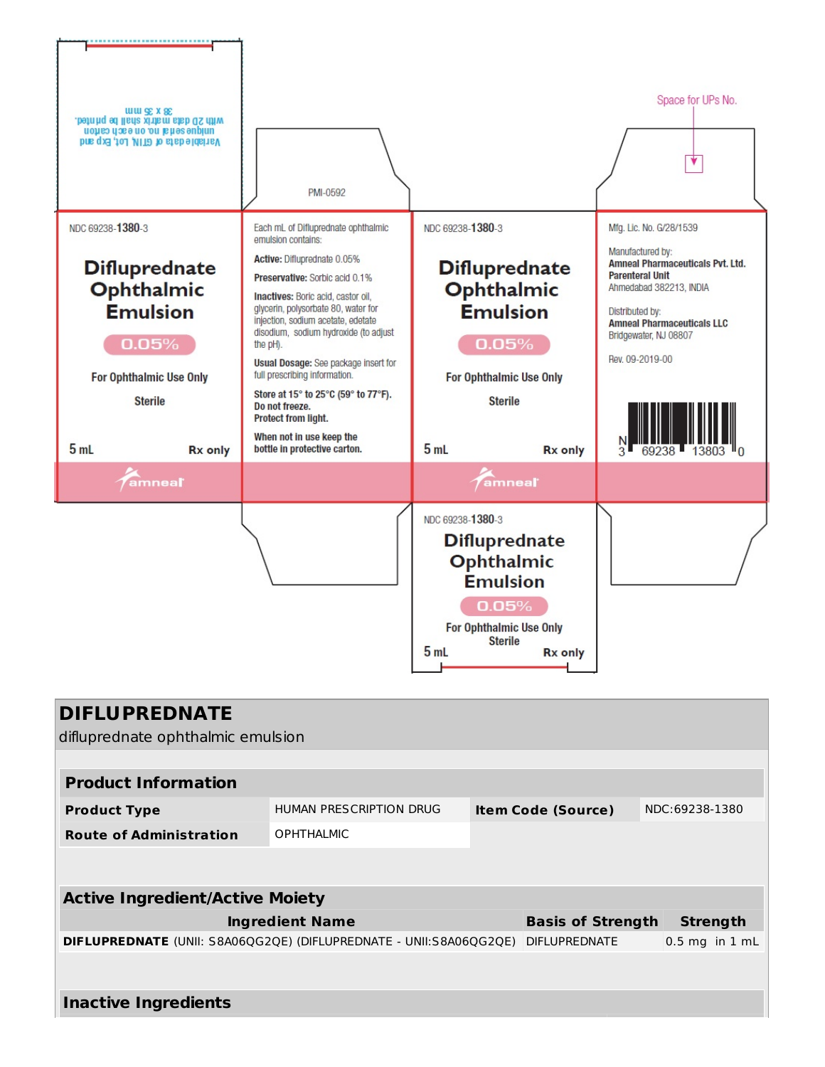Variable data of GTIN, Lot, Exp and unique serial no. on each carton with 2D data matrix shall be printed.
38 x 35 mm

PMI-0592

Space for UPs No.

NDC 69238-**1380**-3

**Difluprednate Ophthalmic Emulsion**

**0.05%**

**For Ophthalmic Use Only**

**Sterile**

**5 mL** **Rx only**

amneal

Each mL of Difluprednate ophthalmic emulsion contains:

**Active:** Difluprednate 0.05%

**Preservative:** Sorbic acid 0.1%

**Inactives:** Boric acid, castor oil, glycerin, polysorbate 80, water for injection, sodium acetate, edetate disodium, sodium hydroxide (to adjust the pH).

**Usual Dosage:** See package insert for full prescribing information.

**Store at 15° to 25°C (59° to 77°F). Do not freeze. Protect from light.**

**When not in use keep the bottle in protective carton.**

NDC 69238-**1380**-3

**Difluprednate Ophthalmic Emulsion**

**0.05%**

**For Ophthalmic Use Only**

**Sterile**

**5 mL** **Rx only**

amneal

Mfg. Lic. No. G/28/1539

Manufactured by:
**Amneal Pharmaceuticals Pvt. Ltd.**
**Parenteral Unit**
Ahmedabad 382213, INDIA

Distributed by:
**Amneal Pharmaceuticals LLC**
Bridgewater, NJ 08807

Rev. 09-2019-00

N 3 69238 13803 0

NDC 69238-**1380**-3

**Difluprednate Ophthalmic Emulsion**

**0.05%**

**For Ophthalmic Use Only**
**Sterile**

**5 mL** **Rx only**

## DIFLUPREDNATE

difluprednate ophthalmic emulsion

| **Product Information** | | | |
|---|---|---|---|
| **Product Type** | HUMAN PRESCRIPTION DRUG | **Item Code (Source)** | NDC:69238-1380 |
| **Route of Administration** | OPHTHALMIC | | |

| **Active Ingredient/Active Moiety** | | |
|---|---|---|
| **Ingredient Name** | **Basis of Strength** | **Strength** |
| **DIFLUPREDNATE** (UNII: S8A06QG2QE) (DIFLUPREDNATE - UNII:S8A06QG2QE) | DIFLUPREDNATE | 0.5 mg in 1 mL |

**Inactive Ingredients**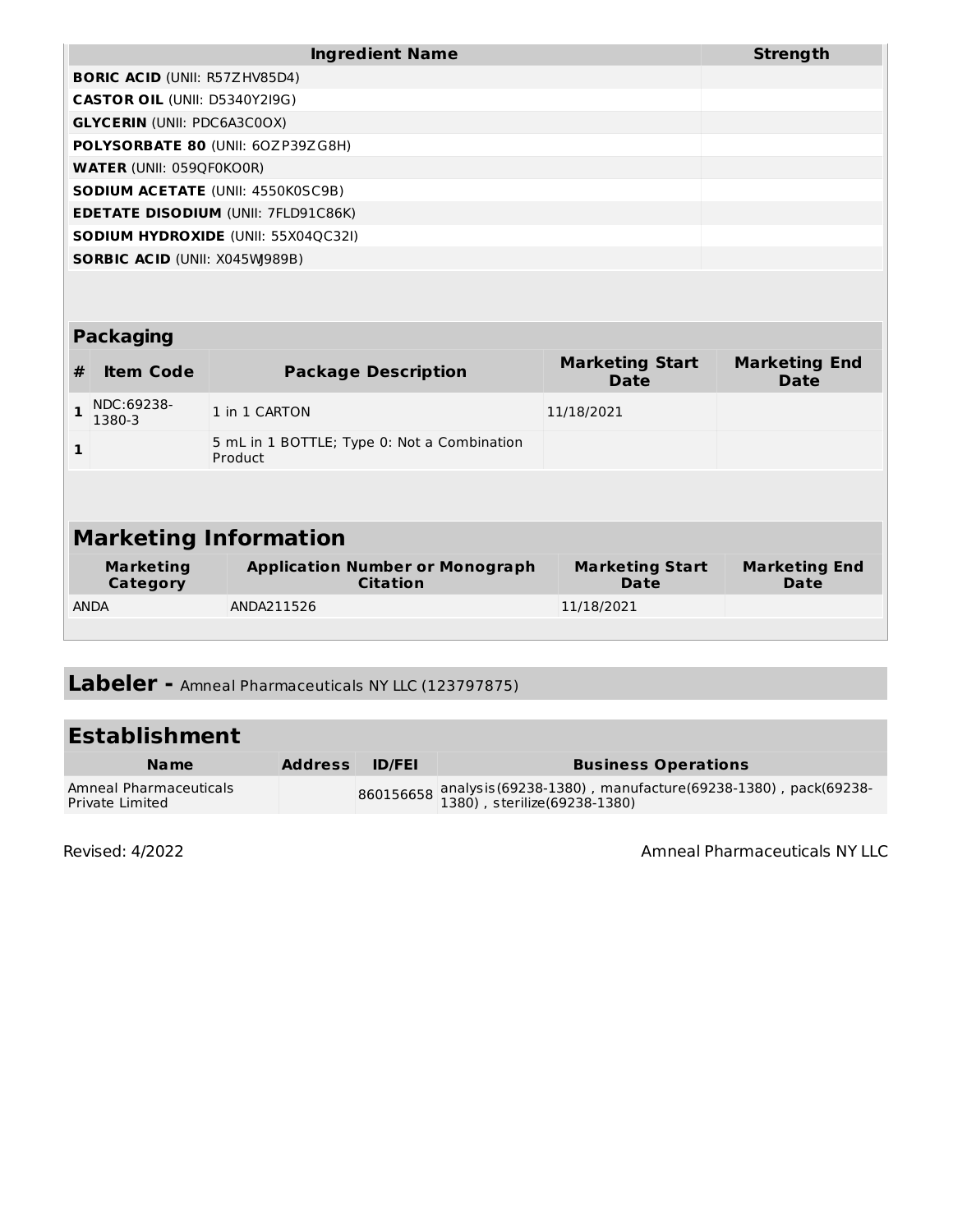| Ingredient Name | Strength |
| --- | --- |
| **BORIC ACID** (UNII: R57ZHV85D4) | |
| **CASTOR OIL** (UNII: D5340Y2I9G) | |
| **GLYCERIN** (UNII: PDC6A3C0OX) | |
| **POLYSORBATE 80** (UNII: 6OZP39ZG8H) | |
| **WATER** (UNII: 059QF0KO0R) | |
| **SODIUM ACETATE** (UNII: 4550K0SC9B) | |
| **EDETATE DISODIUM** (UNII: 7FLD91C86K) | |
| **SODIUM HYDROXIDE** (UNII: 55X04QC32I) | |
| **SORBIC ACID** (UNII: X045WJ989B) | |

## Packaging

| # | Item Code | Package Description | Marketing Start Date | Marketing End Date |
| --- | --- | --- | --- | --- |
| 1 | NDC:69238-1380-3 | 1 in 1 CARTON | 11/18/2021 | |
| 1 | | 5 mL in 1 BOTTLE; Type 0: Not a Combination Product | | |

## Marketing Information

| Marketing Category | Application Number or Monograph Citation | Marketing Start Date | Marketing End Date |
| --- | --- | --- | --- |
| ANDA | ANDA211526 | 11/18/2021 | |

## Labeler - Amneal Pharmaceuticals NY LLC (123797875)

## Establishment

| Name | Address | ID/FEI | Business Operations |
| --- | --- | --- | --- |
| Amneal Pharmaceuticals Private Limited | | 860156658 | analysis(69238-1380) , manufacture(69238-1380) , pack(69238-1380) , sterilize(69238-1380) |

Revised: 4/2022

Amneal Pharmaceuticals NY LLC